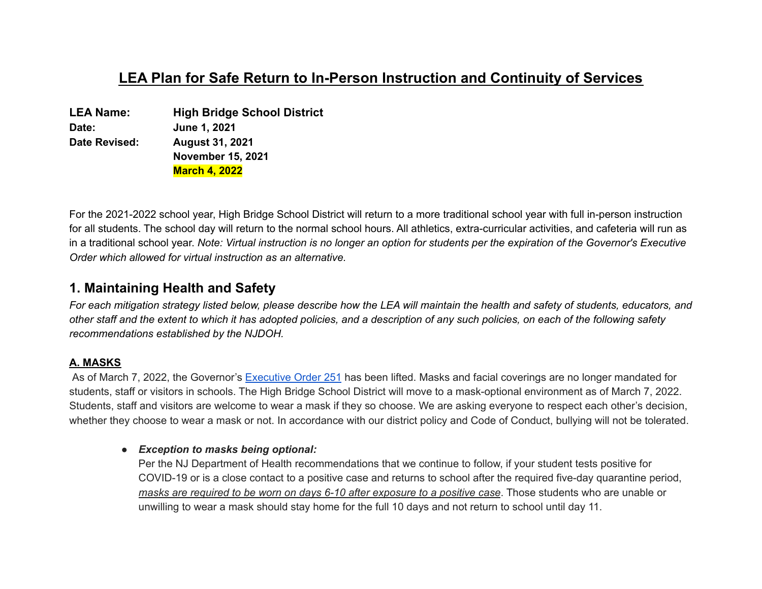# LEA Plan for Safe Return to In-Person Instruction and Continuity of Services

**LEA Name:** **High Bridge School District**
**Date:** **June 1, 2021**
**Date Revised:** **August 31, 2021**
**November 15, 2021**
**March 4, 2022**

For the 2021-2022 school year, High Bridge School District will return to a more traditional school year with full in-person instruction for all students. The school day will return to the normal school hours. All athletics, extra-curricular activities, and cafeteria will run as in a traditional school year. *Note: Virtual instruction is no longer an option for students per the expiration of the Governor's Executive Order which allowed for virtual instruction as an alternative.*

## 1. Maintaining Health and Safety

*For each mitigation strategy listed below, please describe how the LEA will maintain the health and safety of students, educators, and other staff and the extent to which it has adopted policies, and a description of any such policies, on each of the following safety recommendations established by the NJDOH.*

### A. MASKS

As of March 7, 2022, the Governor's Executive Order 251 has been lifted. Masks and facial coverings are no longer mandated for students, staff or visitors in schools. The High Bridge School District will move to a mask-optional environment as of March 7, 2022. Students, staff and visitors are welcome to wear a mask if they so choose. We are asking everyone to respect each other's decision, whether they choose to wear a mask or not. In accordance with our district policy and Code of Conduct, bullying will not be tolerated.

- ***Exception to masks being optional:***
  Per the NJ Department of Health recommendations that we continue to follow, if your student tests positive for COVID-19 or is a close contact to a positive case and returns to school after the required five-day quarantine period, *masks are required to be worn on days 6-10 after exposure to a positive case*. Those students who are unable or unwilling to wear a mask should stay home for the full 10 days and not return to school until day 11.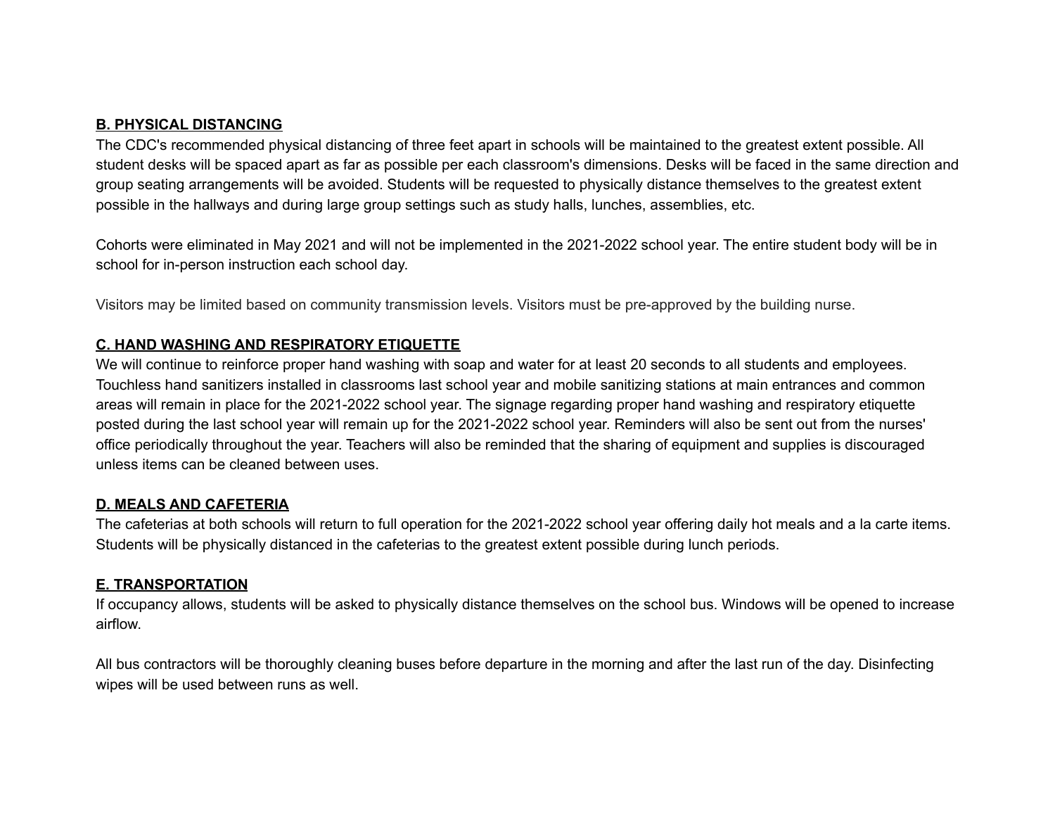## **B. PHYSICAL DISTANCING**

The CDC's recommended physical distancing of three feet apart in schools will be maintained to the greatest extent possible. All student desks will be spaced apart as far as possible per each classroom's dimensions. Desks will be faced in the same direction and group seating arrangements will be avoided. Students will be requested to physically distance themselves to the greatest extent possible in the hallways and during large group settings such as study halls, lunches, assemblies, etc.

Cohorts were eliminated in May 2021 and will not be implemented in the 2021-2022 school year. The entire student body will be in school for in-person instruction each school day.

Visitors may be limited based on community transmission levels. Visitors must be pre-approved by the building nurse.

## **C. HAND WASHING AND RESPIRATORY ETIQUETTE**

We will continue to reinforce proper hand washing with soap and water for at least 20 seconds to all students and employees. Touchless hand sanitizers installed in classrooms last school year and mobile sanitizing stations at main entrances and common areas will remain in place for the 2021-2022 school year. The signage regarding proper hand washing and respiratory etiquette posted during the last school year will remain up for the 2021-2022 school year. Reminders will also be sent out from the nurses' office periodically throughout the year. Teachers will also be reminded that the sharing of equipment and supplies is discouraged unless items can be cleaned between uses.

## **D. MEALS AND CAFETERIA**

The cafeterias at both schools will return to full operation for the 2021-2022 school year offering daily hot meals and a la carte items. Students will be physically distanced in the cafeterias to the greatest extent possible during lunch periods.

## **E. TRANSPORTATION**

If occupancy allows, students will be asked to physically distance themselves on the school bus. Windows will be opened to increase airflow.

All bus contractors will be thoroughly cleaning buses before departure in the morning and after the last run of the day. Disinfecting wipes will be used between runs as well.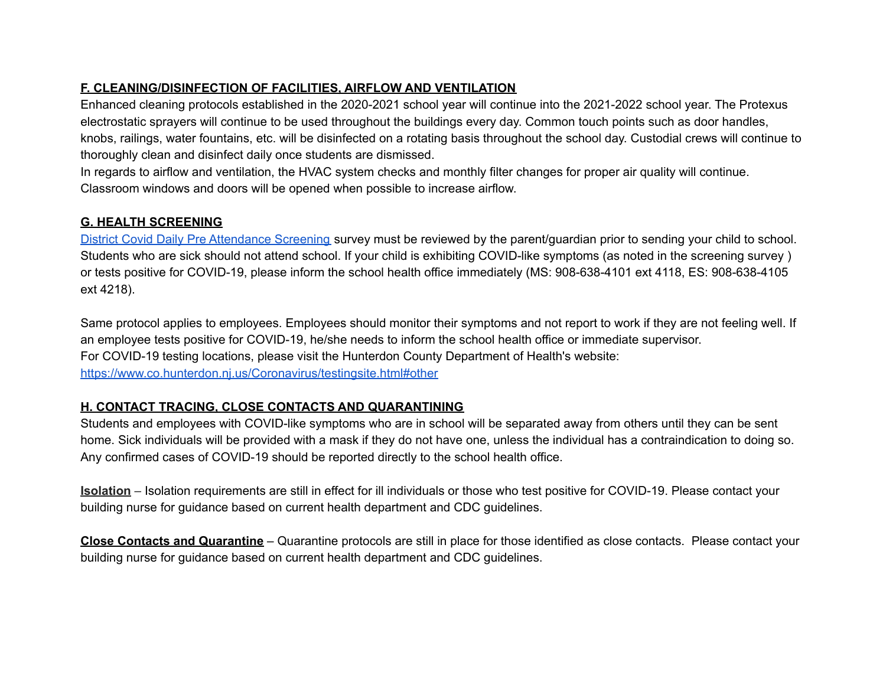## F. CLEANING/DISINFECTION OF FACILITIES, AIRFLOW AND VENTILATION

Enhanced cleaning protocols established in the 2020-2021 school year will continue into the 2021-2022 school year. The Protexus electrostatic sprayers will continue to be used throughout the buildings every day. Common touch points such as door handles, knobs, railings, water fountains, etc. will be disinfected on a rotating basis throughout the school day. Custodial crews will continue to thoroughly clean and disinfect daily once students are dismissed.

In regards to airflow and ventilation, the HVAC system checks and monthly filter changes for proper air quality will continue. Classroom windows and doors will be opened when possible to increase airflow.

## G. HEALTH SCREENING

District Covid Daily Pre Attendance Screening survey must be reviewed by the parent/guardian prior to sending your child to school. Students who are sick should not attend school. If your child is exhibiting COVID-like symptoms (as noted in the screening survey ) or tests positive for COVID-19, please inform the school health office immediately (MS: 908-638-4101 ext 4118, ES: 908-638-4105 ext 4218).

Same protocol applies to employees. Employees should monitor their symptoms and not report to work if they are not feeling well. If an employee tests positive for COVID-19, he/she needs to inform the school health office or immediate supervisor.

For COVID-19 testing locations, please visit the Hunterdon County Department of Health's website: https://www.co.hunterdon.nj.us/Coronavirus/testingsite.html#other

## H. CONTACT TRACING, CLOSE CONTACTS AND QUARANTINING

Students and employees with COVID-like symptoms who are in school will be separated away from others until they can be sent home. Sick individuals will be provided with a mask if they do not have one, unless the individual has a contraindication to doing so. Any confirmed cases of COVID-19 should be reported directly to the school health office.

**Isolation** – Isolation requirements are still in effect for ill individuals or those who test positive for COVID-19. Please contact your building nurse for guidance based on current health department and CDC guidelines.

**Close Contacts and Quarantine** – Quarantine protocols are still in place for those identified as close contacts. Please contact your building nurse for guidance based on current health department and CDC guidelines.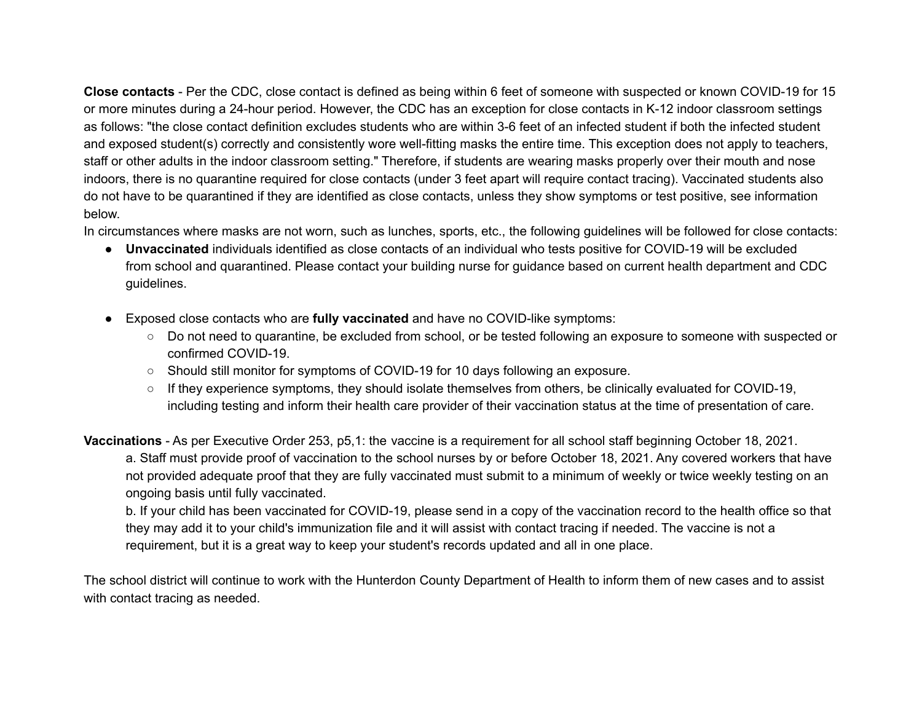**Close contacts** - Per the CDC, close contact is defined as being within 6 feet of someone with suspected or known COVID-19 for 15 or more minutes during a 24-hour period. However, the CDC has an exception for close contacts in K-12 indoor classroom settings as follows: "the close contact definition excludes students who are within 3-6 feet of an infected student if both the infected student and exposed student(s) correctly and consistently wore well-fitting masks the entire time. This exception does not apply to teachers, staff or other adults in the indoor classroom setting." Therefore, if students are wearing masks properly over their mouth and nose indoors, there is no quarantine required for close contacts (under 3 feet apart will require contact tracing). Vaccinated students also do not have to be quarantined if they are identified as close contacts, unless they show symptoms or test positive, see information below.

In circumstances where masks are not worn, such as lunches, sports, etc., the following guidelines will be followed for close contacts:

- **Unvaccinated** individuals identified as close contacts of an individual who tests positive for COVID-19 will be excluded from school and quarantined. Please contact your building nurse for guidance based on current health department and CDC guidelines.

- Exposed close contacts who are **fully vaccinated** and have no COVID-like symptoms:
    - Do not need to quarantine, be excluded from school, or be tested following an exposure to someone with suspected or confirmed COVID-19.
    - Should still monitor for symptoms of COVID-19 for 10 days following an exposure.
    - If they experience symptoms, they should isolate themselves from others, be clinically evaluated for COVID-19, including testing and inform their health care provider of their vaccination status at the time of presentation of care.

**Vaccinations** - As per Executive Order 253, p5,1: the vaccine is a requirement for all school staff beginning October 18, 2021.

a. Staff must provide proof of vaccination to the school nurses by or before October 18, 2021. Any covered workers that have not provided adequate proof that they are fully vaccinated must submit to a minimum of weekly or twice weekly testing on an ongoing basis until fully vaccinated.

b. If your child has been vaccinated for COVID-19, please send in a copy of the vaccination record to the health office so that they may add it to your child's immunization file and it will assist with contact tracing if needed. The vaccine is not a requirement, but it is a great way to keep your student's records updated and all in one place.

The school district will continue to work with the Hunterdon County Department of Health to inform them of new cases and to assist with contact tracing as needed.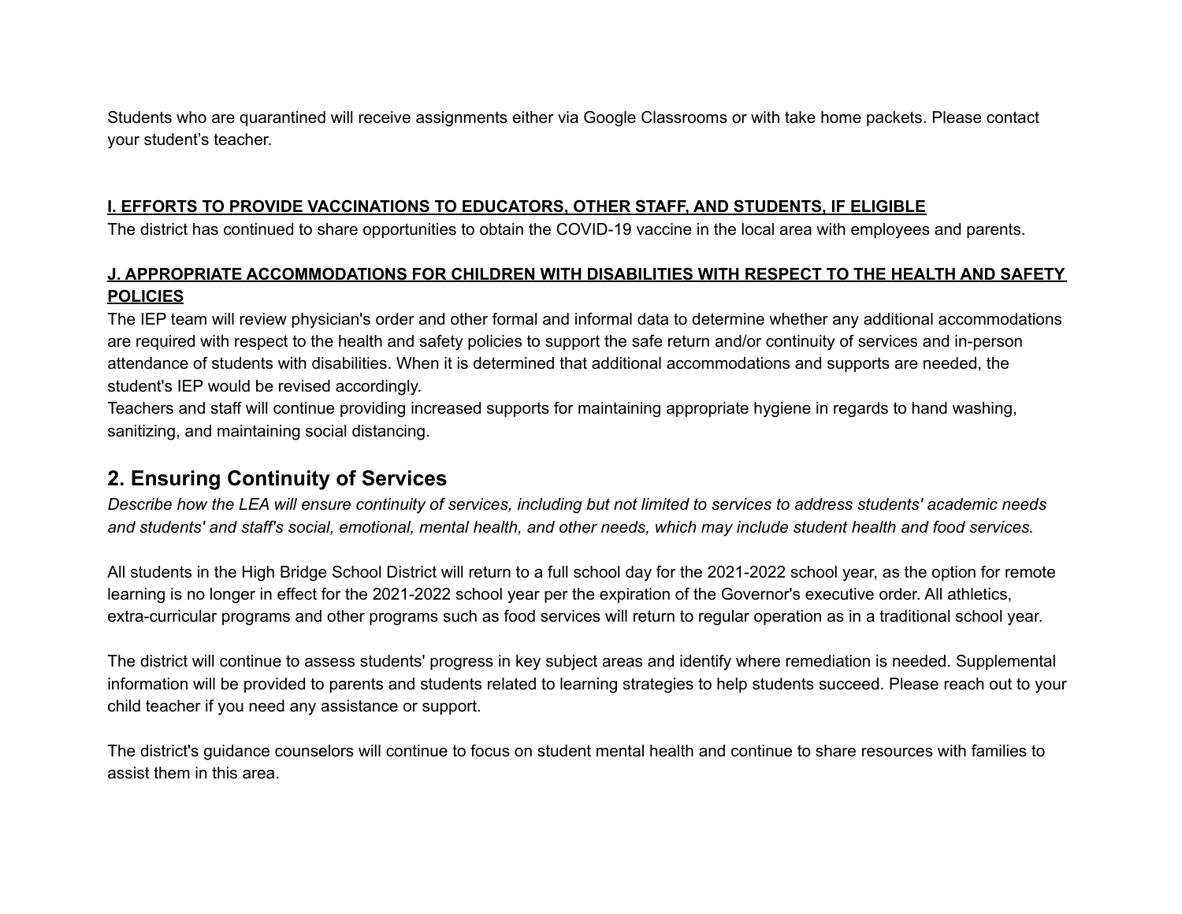Students who are quarantined will receive assignments either via Google Classrooms or with take home packets. Please contact your student's teacher.

**I. EFFORTS TO PROVIDE VACCINATIONS TO EDUCATORS, OTHER STAFF, AND STUDENTS, IF ELIGIBLE**

The district has continued to share opportunities to obtain the COVID-19 vaccine in the local area with employees and parents.

**J. APPROPRIATE ACCOMMODATIONS FOR CHILDREN WITH DISABILITIES WITH RESPECT TO THE HEALTH AND SAFETY POLICIES**

The IEP team will review physician's order and other formal and informal data to determine whether any additional accommodations are required with respect to the health and safety policies to support the safe return and/or continuity of services and in-person attendance of students with disabilities. When it is determined that additional accommodations and supports are needed, the student's IEP would be revised accordingly.

Teachers and staff will continue providing increased supports for maintaining appropriate hygiene in regards to hand washing, sanitizing, and maintaining social distancing.

## 2. Ensuring Continuity of Services

*Describe how the LEA will ensure continuity of services, including but not limited to services to address students' academic needs and students' and staff's social, emotional, mental health, and other needs, which may include student health and food services.*

All students in the High Bridge School District will return to a full school day for the 2021-2022 school year, as the option for remote learning is no longer in effect for the 2021-2022 school year per the expiration of the Governor's executive order. All athletics, extra-curricular programs and other programs such as food services will return to regular operation as in a traditional school year.

The district will continue to assess students' progress in key subject areas and identify where remediation is needed. Supplemental information will be provided to parents and students related to learning strategies to help students succeed. Please reach out to your child teacher if you need any assistance or support.

The district's guidance counselors will continue to focus on student mental health and continue to share resources with families to assist them in this area.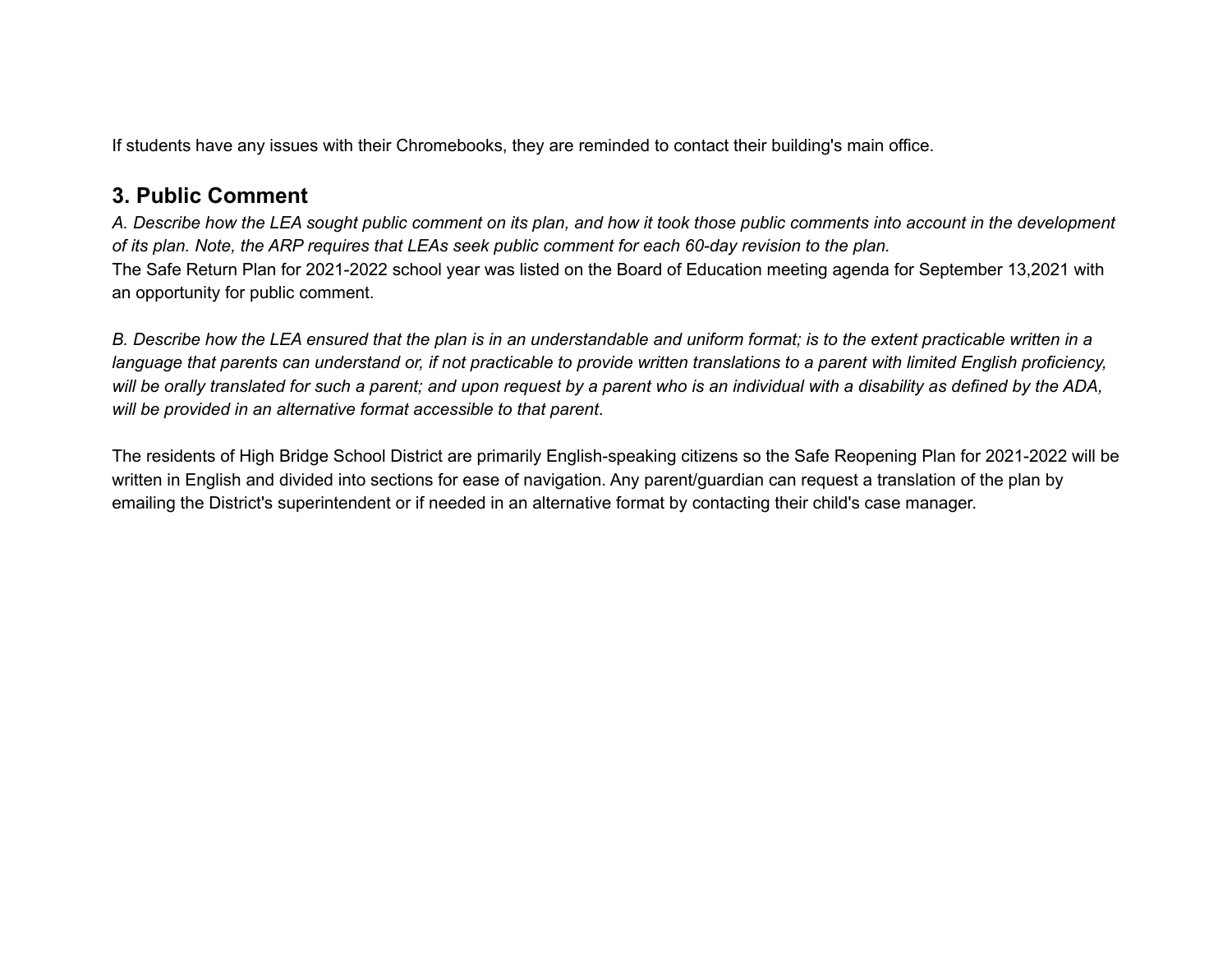If students have any issues with their Chromebooks, they are reminded to contact their building's main office.

## 3. Public Comment

*A. Describe how the LEA sought public comment on its plan, and how it took those public comments into account in the development of its plan. Note, the ARP requires that LEAs seek public comment for each 60-day revision to the plan.*

The Safe Return Plan for 2021-2022 school year was listed on the Board of Education meeting agenda for September 13,2021 with an opportunity for public comment.

*B. Describe how the LEA ensured that the plan is in an understandable and uniform format; is to the extent practicable written in a language that parents can understand or, if not practicable to provide written translations to a parent with limited English proficiency, will be orally translated for such a parent; and upon request by a parent who is an individual with a disability as defined by the ADA, will be provided in an alternative format accessible to that parent*.

The residents of High Bridge School District are primarily English-speaking citizens so the Safe Reopening Plan for 2021-2022 will be written in English and divided into sections for ease of navigation. Any parent/guardian can request a translation of the plan by emailing the District's superintendent or if needed in an alternative format by contacting their child's case manager.